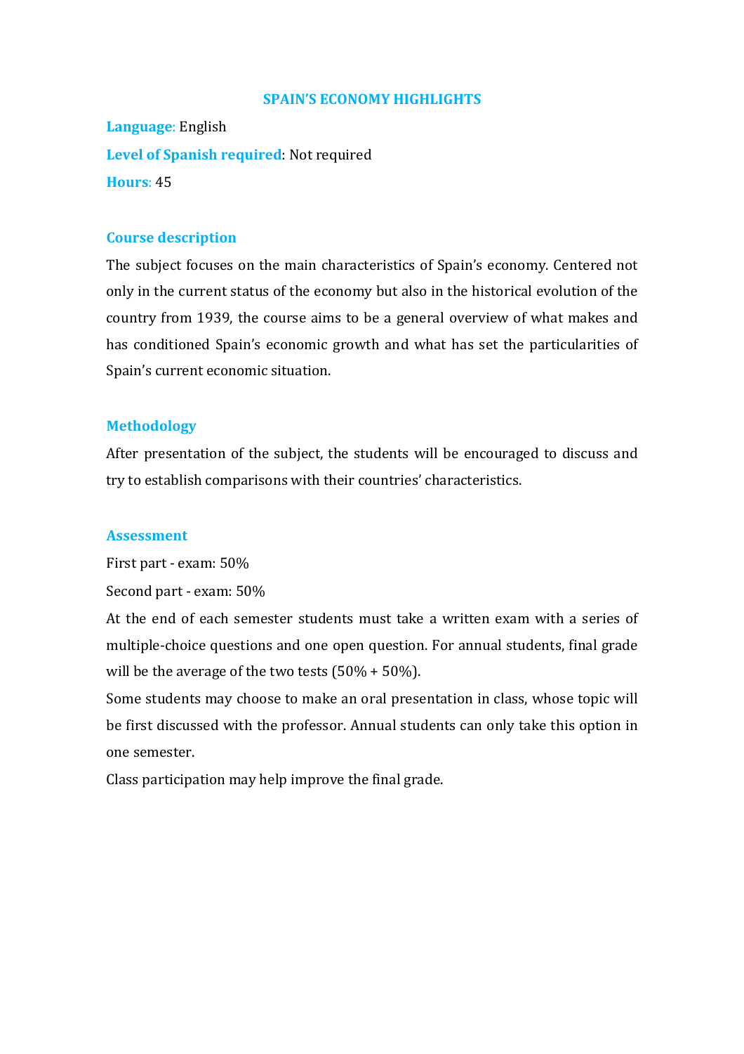# SPAIN'S ECONOMY HIGHLIGHTS

**Language**: English

**Level of Spanish required**: Not required

**Hours**: 45

## Course description

The subject focuses on the main characteristics of Spain's economy. Centered not only in the current status of the economy but also in the historical evolution of the country from 1939, the course aims to be a general overview of what makes and has conditioned Spain's economic growth and what has set the particularities of Spain's current economic situation.

## Methodology

After presentation of the subject, the students will be encouraged to discuss and try to establish comparisons with their countries' characteristics.

## Assessment

First part - exam: 50%

Second part - exam: 50%

At the end of each semester students must take a written exam with a series of multiple-choice questions and one open question. For annual students, final grade will be the average of the two tests (50% + 50%).

Some students may choose to make an oral presentation in class, whose topic will be first discussed with the professor. Annual students can only take this option in one semester.

Class participation may help improve the final grade.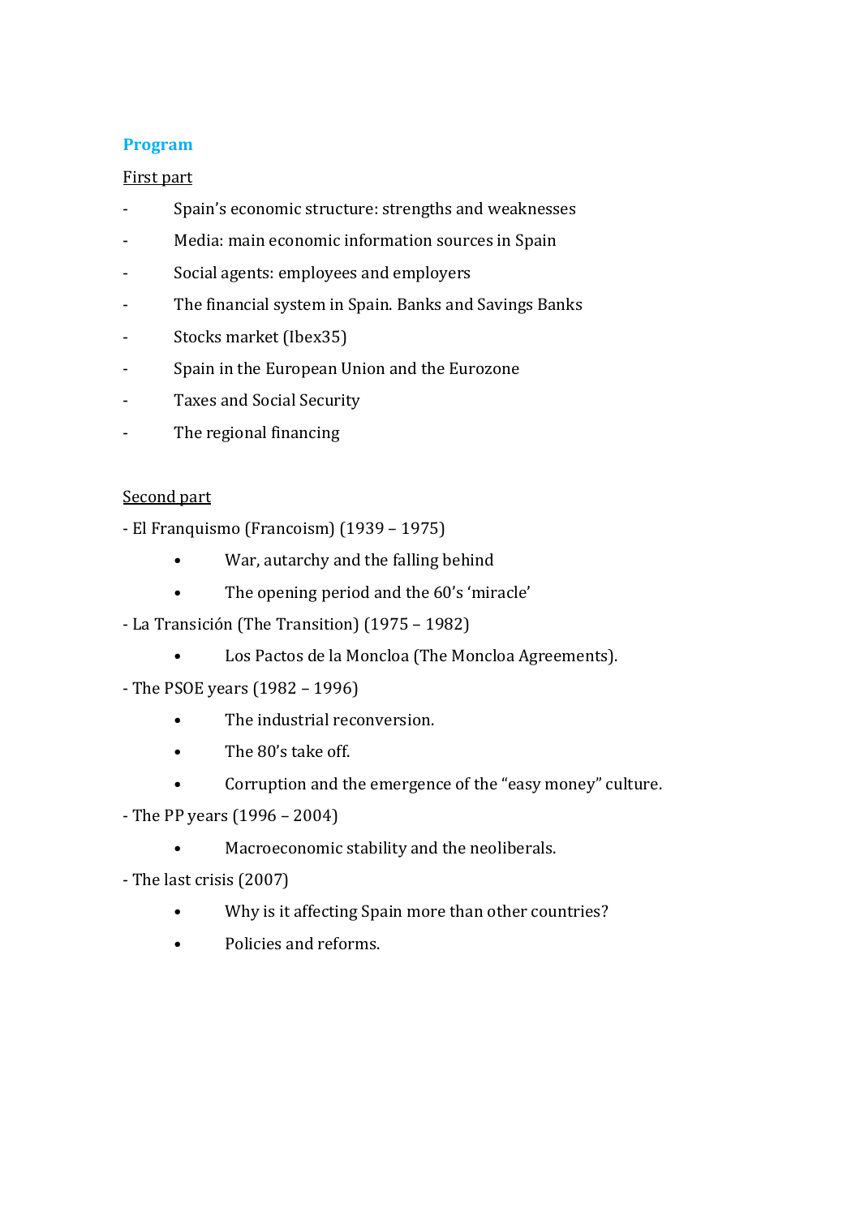## Program

First part

- Spain's economic structure: strengths and weaknesses
- Media: main economic information sources in Spain
- Social agents: employees and employers
- The financial system in Spain. Banks and Savings Banks
- Stocks market (Ibex35)
- Spain in the European Union and the Eurozone
- Taxes and Social Security
- The regional financing

Second part

- El Franquismo (Francoism) (1939 – 1975)
  - War, autarchy and the falling behind
  - The opening period and the 60's 'miracle'
- La Transición (The Transition) (1975 – 1982)
  - Los Pactos de la Moncloa (The Moncloa Agreements).
- The PSOE years (1982 – 1996)
  - The industrial reconversion.
  - The 80's take off.
  - Corruption and the emergence of the "easy money" culture.
- The PP years (1996 – 2004)
  - Macroeconomic stability and the neoliberals.
- The last crisis (2007)
  - Why is it affecting Spain more than other countries?
  - Policies and reforms.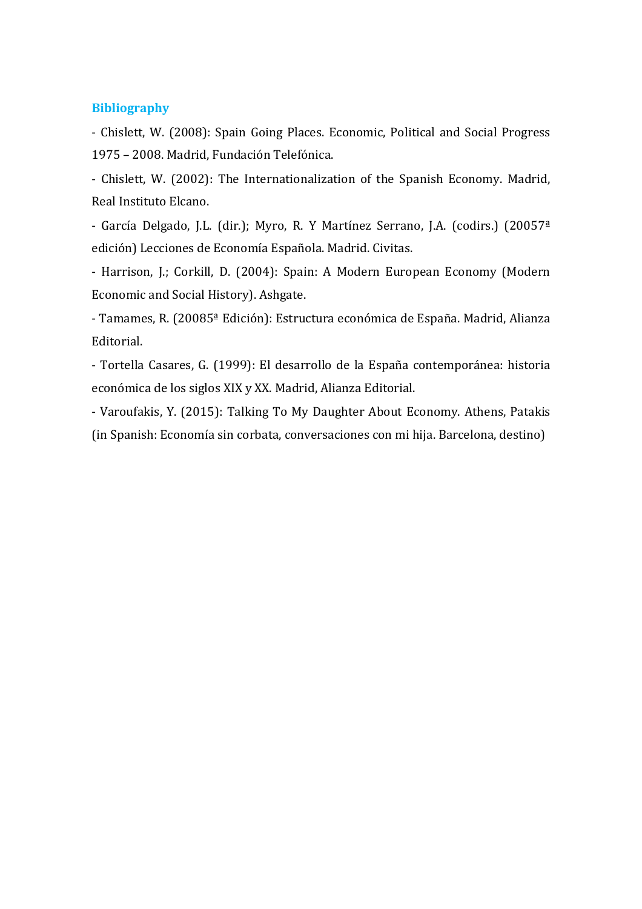## Bibliography

- Chislett, W. (2008): Spain Going Places. Economic, Political and Social Progress 1975 – 2008. Madrid, Fundación Telefónica.

- Chislett, W. (2002): The Internationalization of the Spanish Economy. Madrid, Real Instituto Elcano.

- García Delgado, J.L. (dir.); Myro, R. Y Martínez Serrano, J.A. (codirs.) (20057ª edición) Lecciones de Economía Española. Madrid. Civitas.

- Harrison, J.; Corkill, D. (2004): Spain: A Modern European Economy (Modern Economic and Social History). Ashgate.

- Tamames, R. (20085ª Edición): Estructura económica de España. Madrid, Alianza Editorial.

- Tortella Casares, G. (1999): El desarrollo de la España contemporánea: historia económica de los siglos XIX y XX. Madrid, Alianza Editorial.

- Varoufakis, Y. (2015): Talking To My Daughter About Economy. Athens, Patakis (in Spanish: Economía sin corbata, conversaciones con mi hija. Barcelona, destino)